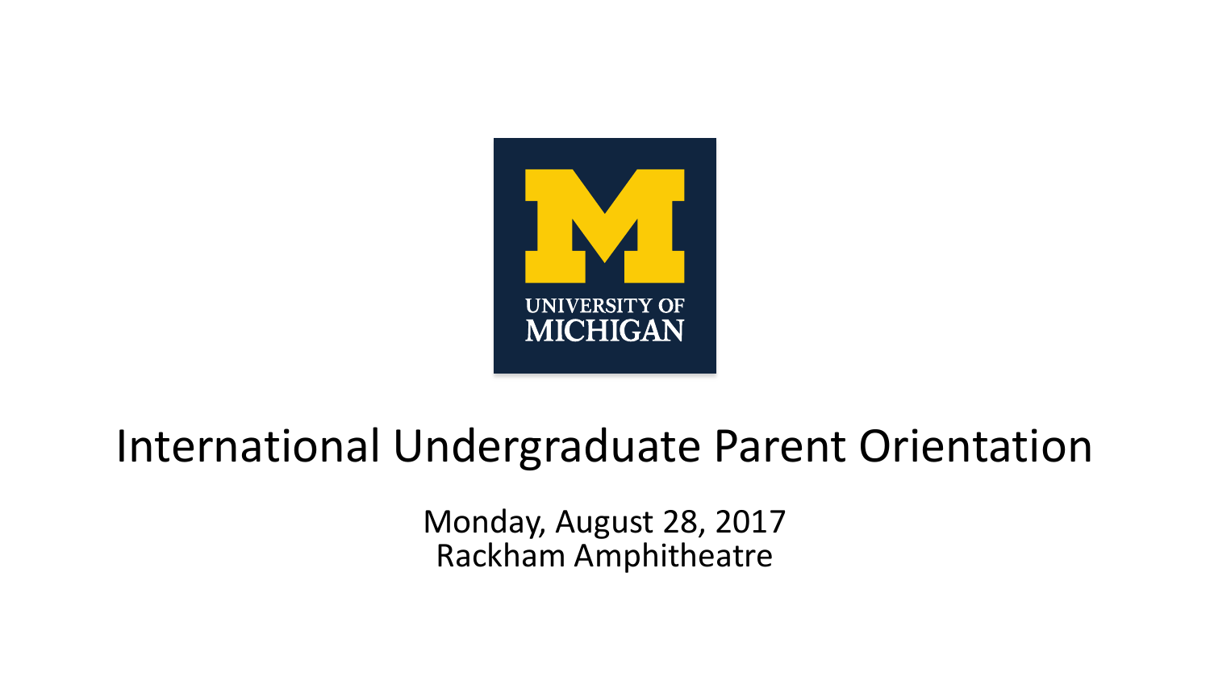UNIVERSITY OF MICHIGAN

# International Undergraduate Parent Orientation

Monday, August 28, 2017
Rackham Amphitheatre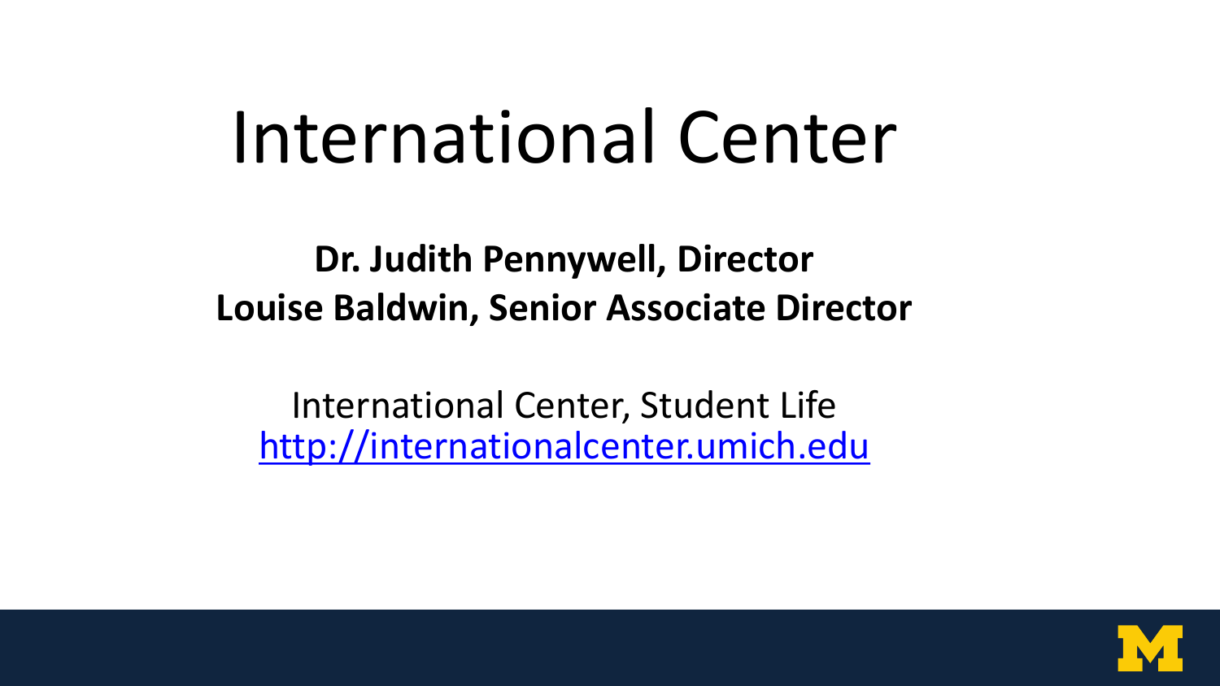# International Center

**Dr. Judith Pennywell, Director**
**Louise Baldwin, Senior Associate Director**

International Center, Student Life
[http://internationalcenter.umich.edu](http://internationalcenter.umich.edu)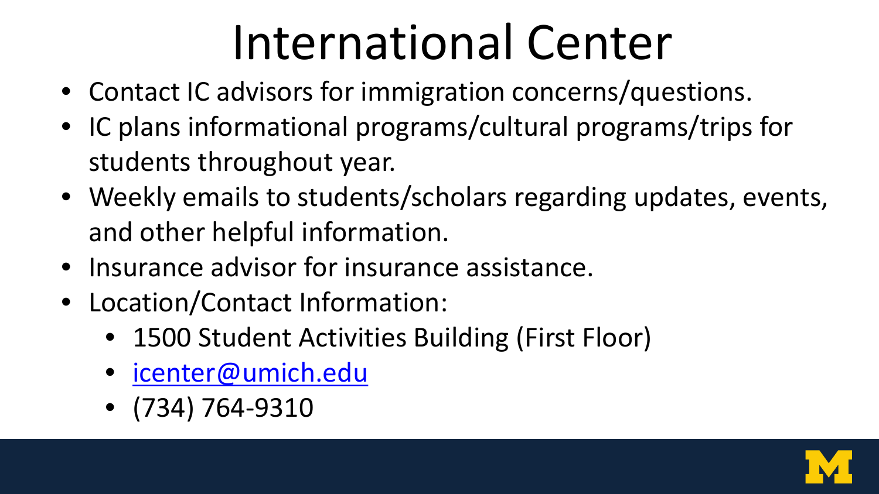# International Center

- Contact IC advisors for immigration concerns/questions.
- IC plans informational programs/cultural programs/trips for students throughout year.
- Weekly emails to students/scholars regarding updates, events, and other helpful information.
- Insurance advisor for insurance assistance.
- Location/Contact Information:
  - 1500 Student Activities Building (First Floor)
  - icenter@umich.edu
  - (734) 764-9310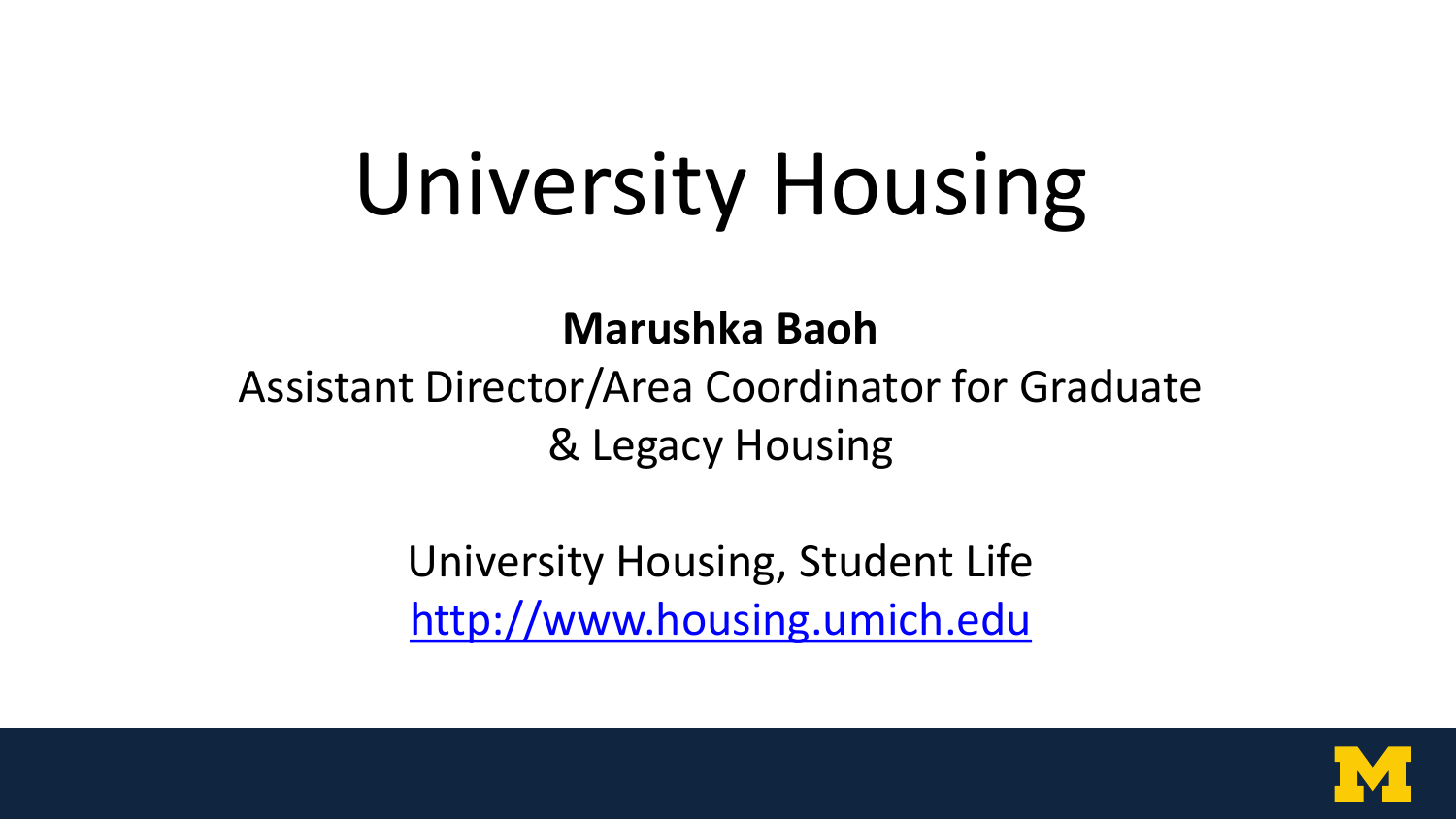# University Housing

**Marushka Baoh**

Assistant Director/Area Coordinator for Graduate & Legacy Housing

University Housing, Student Life

[http://www.housing.umich.edu](http://www.housing.umich.edu)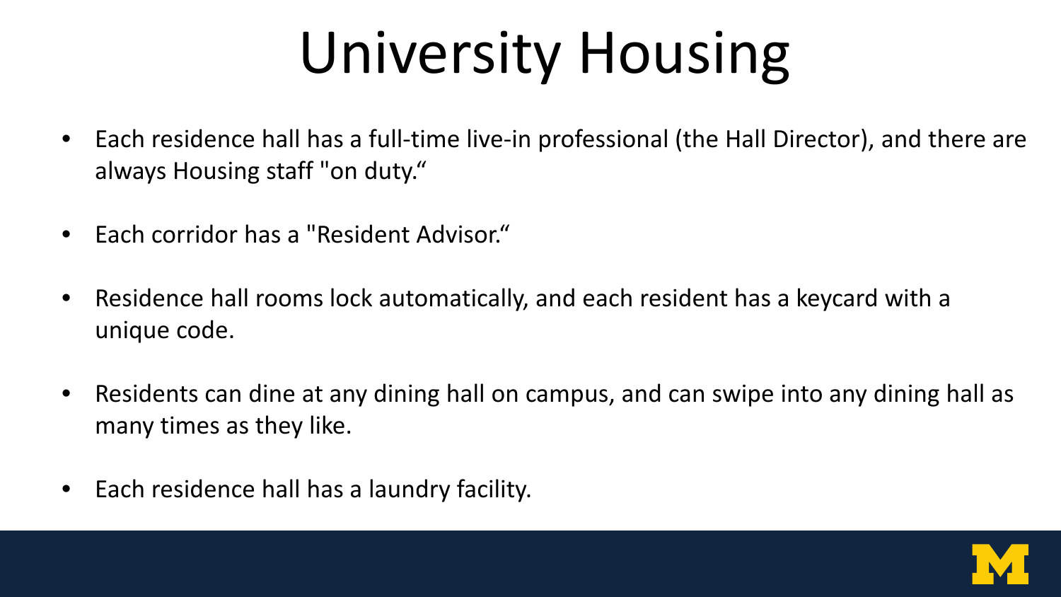# University Housing

- Each residence hall has a full-time live-in professional (the Hall Director), and there are always Housing staff "on duty."
- Each corridor has a "Resident Advisor."
- Residence hall rooms lock automatically, and each resident has a keycard with a unique code.
- Residents can dine at any dining hall on campus, and can swipe into any dining hall as many times as they like.
- Each residence hall has a laundry facility.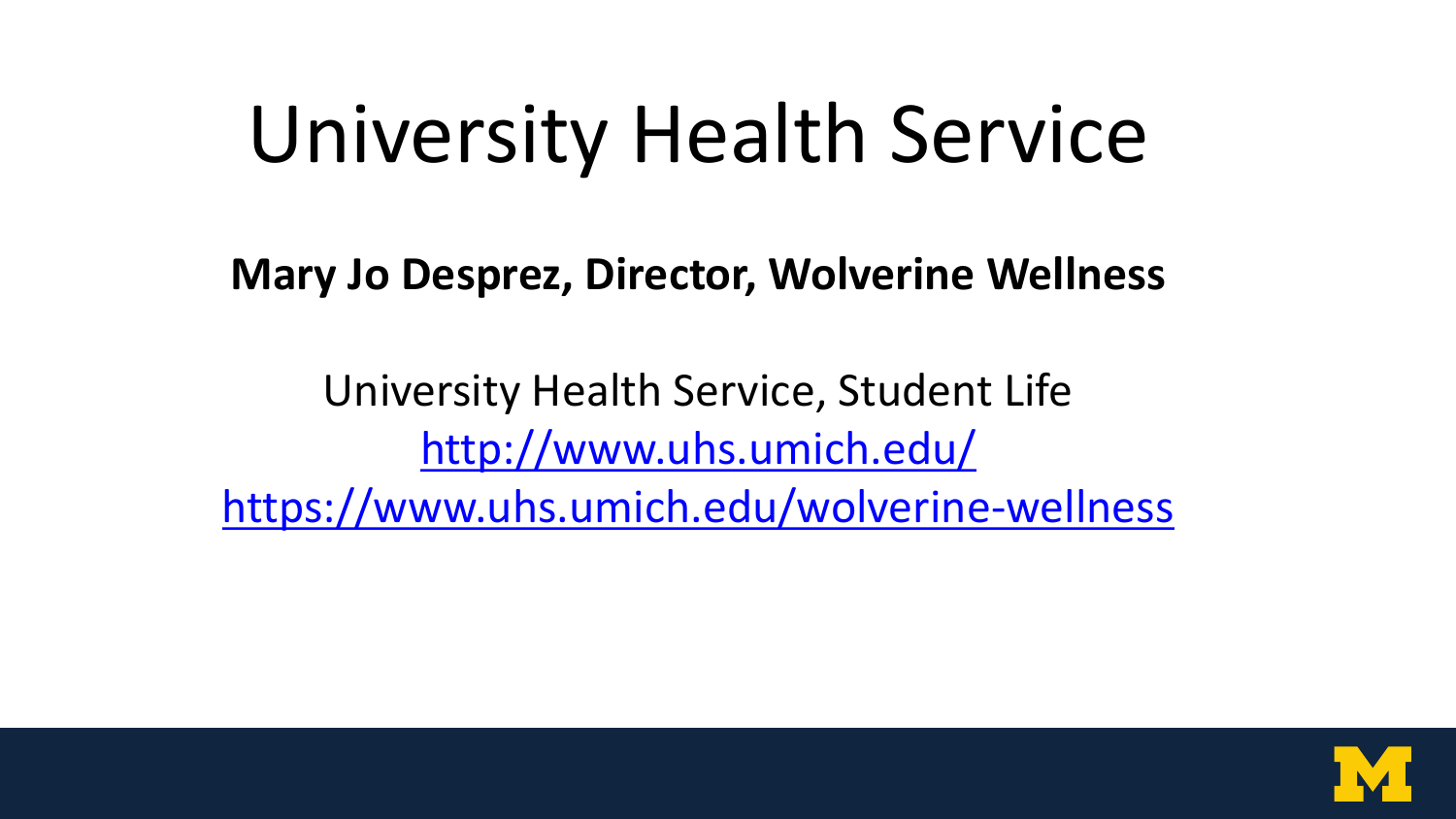# University Health Service

**Mary Jo Desprez, Director, Wolverine Wellness**

University Health Service, Student Life

http://www.uhs.umich.edu/

https://www.uhs.umich.edu/wolverine-wellness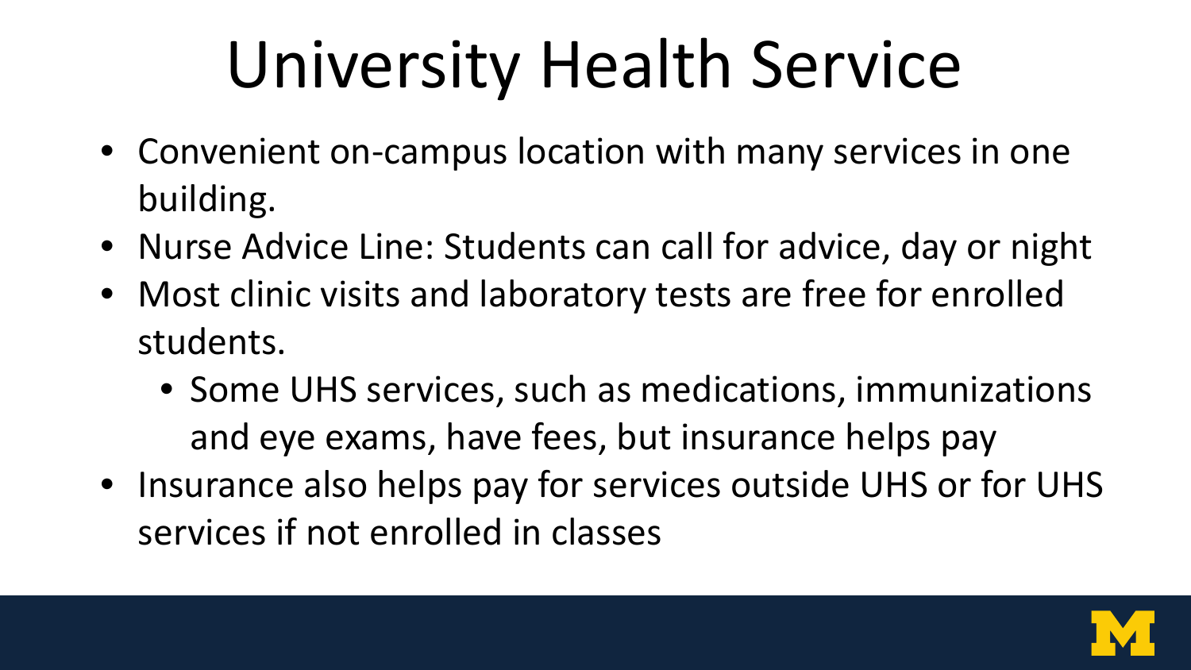# University Health Service

- Convenient on-campus location with many services in one building.
- Nurse Advice Line: Students can call for advice, day or night
- Most clinic visits and laboratory tests are free for enrolled students.
  - Some UHS services, such as medications, immunizations and eye exams, have fees, but insurance helps pay
- Insurance also helps pay for services outside UHS or for UHS services if not enrolled in classes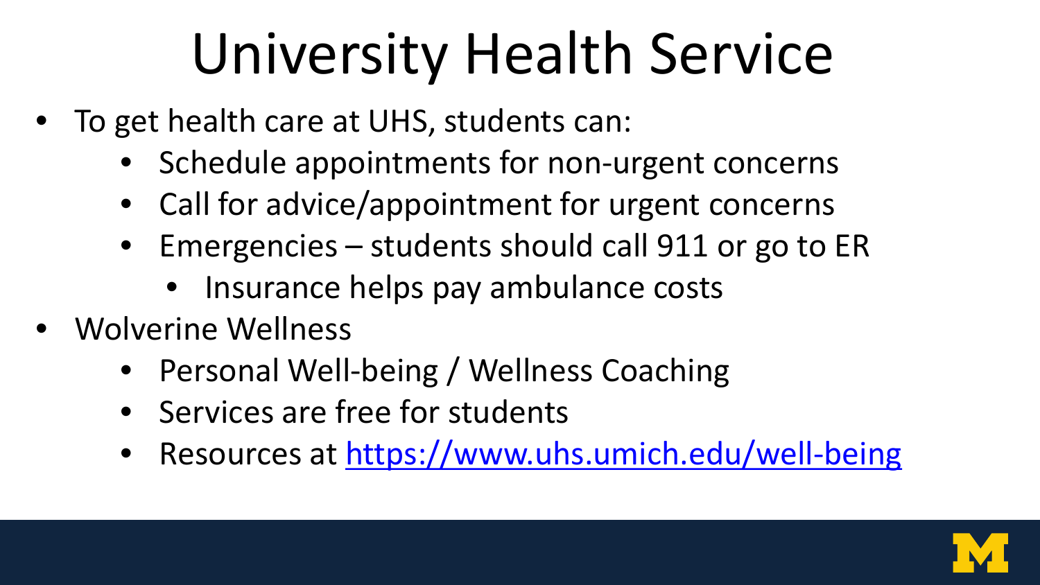# University Health Service

- To get health care at UHS, students can:
  - Schedule appointments for non-urgent concerns
  - Call for advice/appointment for urgent concerns
  - Emergencies – students should call 911 or go to ER
    - Insurance helps pay ambulance costs
- Wolverine Wellness
  - Personal Well-being / Wellness Coaching
  - Services are free for students
  - Resources at [https://www.uhs.umich.edu/well-being](https://www.uhs.umich.edu/well-being)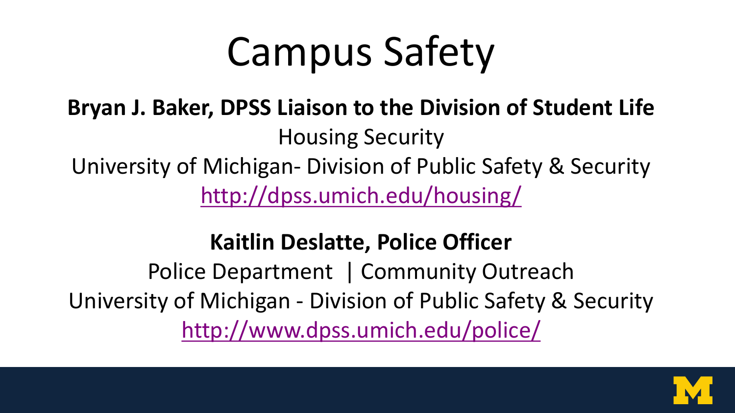# Campus Safety

**Bryan J. Baker, DPSS Liaison to the Division of Student Life**

Housing Security

University of Michigan- Division of Public Safety & Security

http://dpss.umich.edu/housing/

**Kaitlin Deslatte, Police Officer**

Police Department | Community Outreach

University of Michigan - Division of Public Safety & Security

http://www.dpss.umich.edu/police/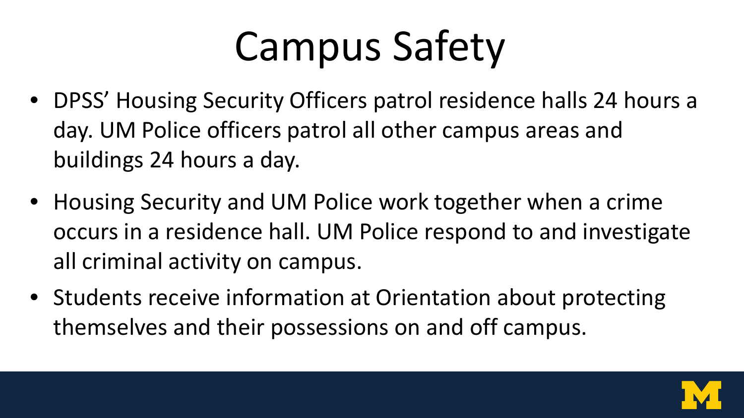# Campus Safety

- DPSS' Housing Security Officers patrol residence halls 24 hours a day. UM Police officers patrol all other campus areas and buildings 24 hours a day.
- Housing Security and UM Police work together when a crime occurs in a residence hall. UM Police respond to and investigate all criminal activity on campus.
- Students receive information at Orientation about protecting themselves and their possessions on and off campus.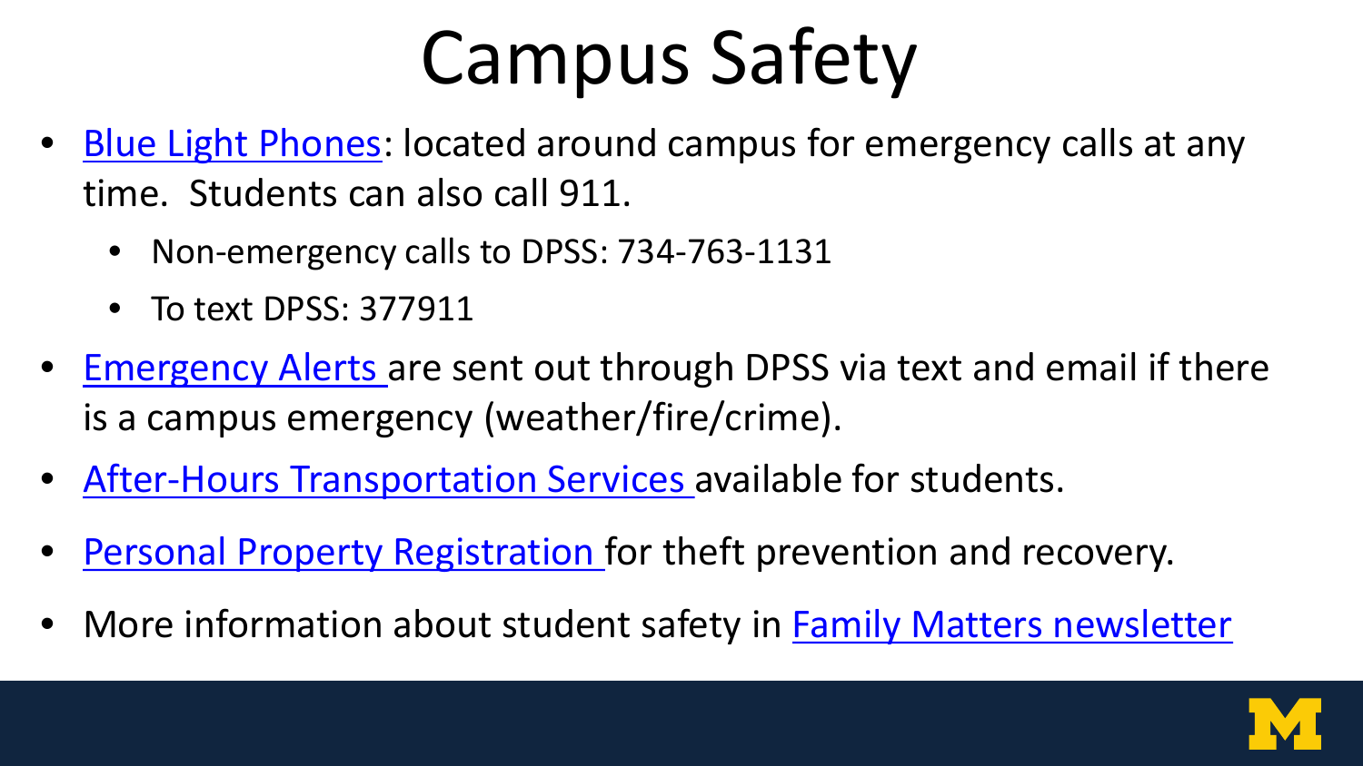# Campus Safety

- Blue Light Phones: located around campus for emergency calls at any time. Students can also call 911.
  - Non-emergency calls to DPSS: 734-763-1131
  - To text DPSS: 377911
- Emergency Alerts are sent out through DPSS via text and email if there is a campus emergency (weather/fire/crime).
- After-Hours Transportation Services available for students.
- Personal Property Registration for theft prevention and recovery.
- More information about student safety in Family Matters newsletter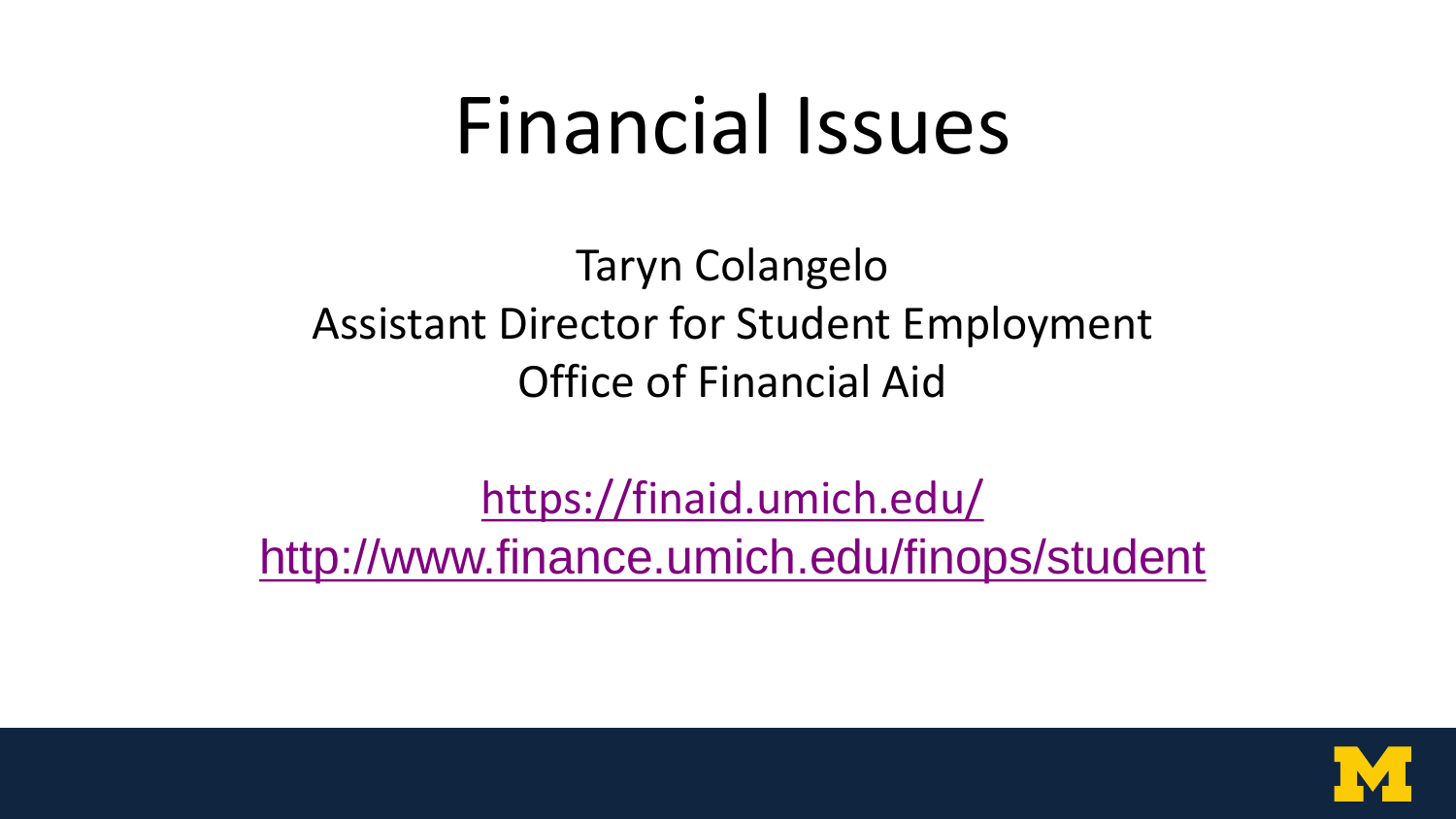# Financial Issues

Taryn Colangelo
Assistant Director for Student Employment
Office of Financial Aid

https://finaid.umich.edu/
http://www.finance.umich.edu/finops/student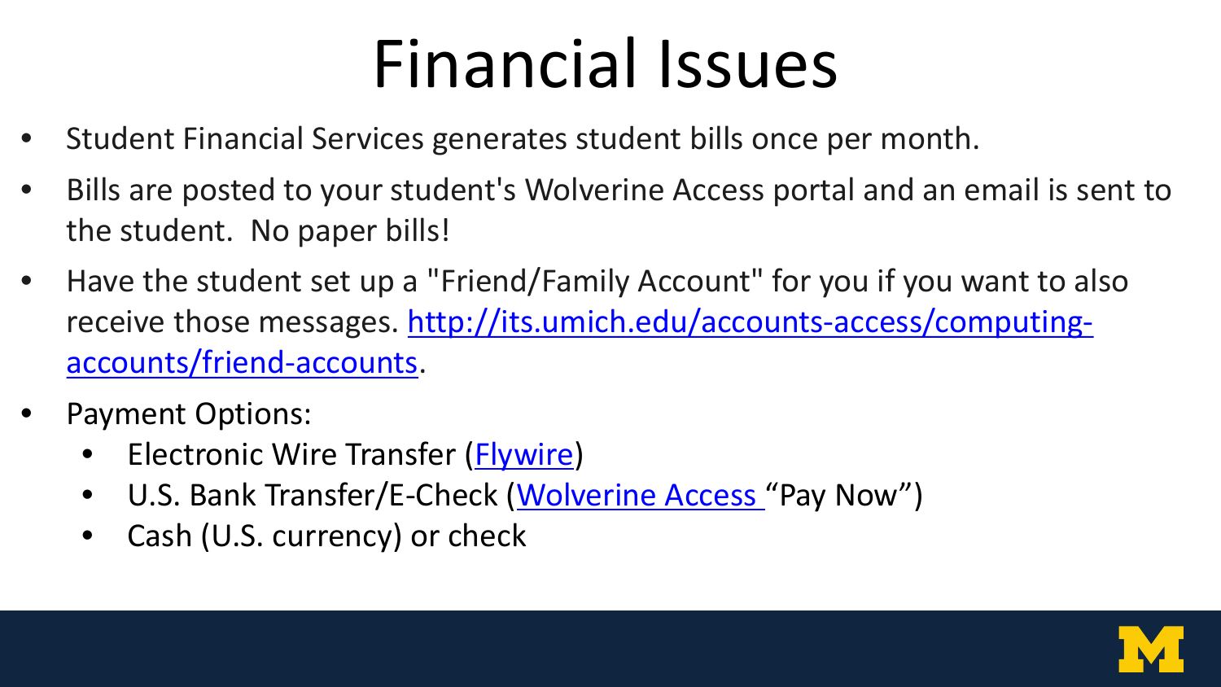# Financial Issues

- Student Financial Services generates student bills once per month.
- Bills are posted to your student's Wolverine Access portal and an email is sent to the student. No paper bills!
- Have the student set up a "Friend/Family Account" for you if you want to also receive those messages. [http://its.umich.edu/accounts-access/computing-accounts/friend-accounts](http://its.umich.edu/accounts-access/computing-accounts/friend-accounts).
- Payment Options:
  - Electronic Wire Transfer (Flywire)
  - U.S. Bank Transfer/E-Check (Wolverine Access "Pay Now")
  - Cash (U.S. currency) or check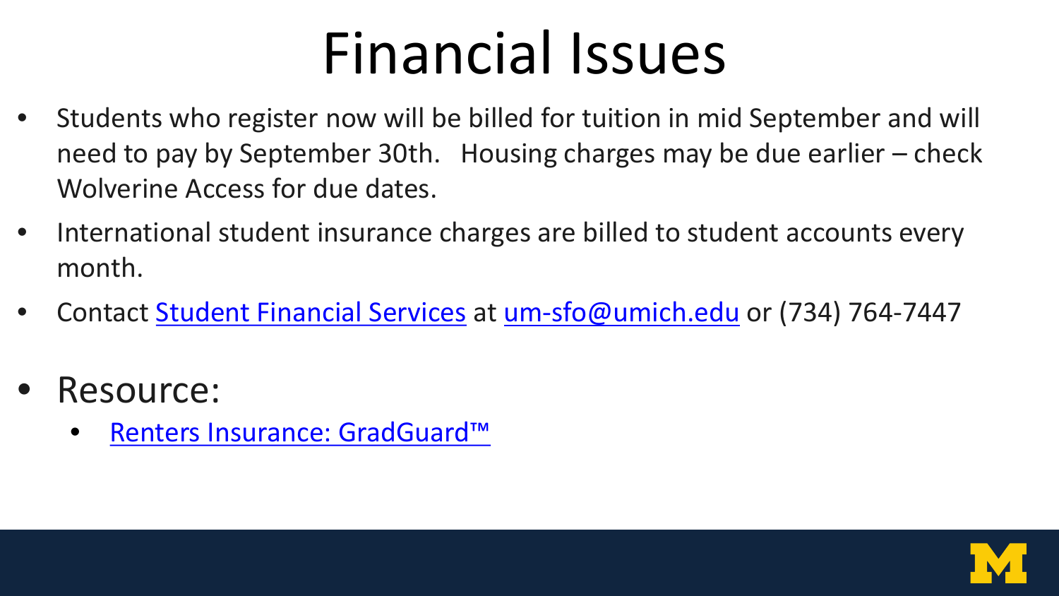# Financial Issues

- Students who register now will be billed for tuition in mid September and will need to pay by September 30th. Housing charges may be due earlier – check Wolverine Access for due dates.
- International student insurance charges are billed to student accounts every month.
- Contact Student Financial Services at um-sfo@umich.edu or (734) 764-7447

- Resource:
  - Renters Insurance: GradGuard™